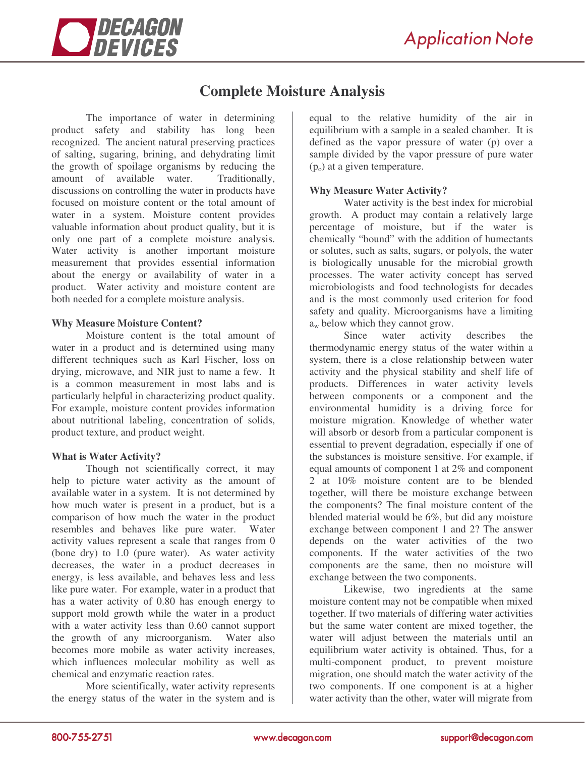# Complete Moisture Analysis

The importance of water in determining product safety and stability has long been recognized. The ancient natural preserving practices of salting, sugaring, brining, and dehydrating limit the growth of spoilage organisms by reducing the amount of available water. Traditionally, discussions on controlling the water in products have focused on moisture content or the total amount of water in a system. Moisture content provides valuable information about product quality, but it is only one part of a complete moisture analysis. Water activity is another important moisture measurement that provides essential information about the energy or availability of water in a product. Water activity and moisture content are both needed for a complete moisture analysis.

### Why Measure Moisture Content?

Moisture content is the total amount of water in a product and is determined using many different techniques such as Karl Fischer, loss on drying, microwave, and NIR just to name a few. It is a common measurement in most labs and is particularly helpful in characterizing product quality. For example, moisture content provides information about nutritional labeling, concentration of solids, product texture, and product weight.

### What is Water Activity?

Though not scientifically correct, it may help to picture water activity as the amount of available water in a system. It is not determined by how much water is present in a product, but is a comparison of how much the water in the product resembles and behaves like pure water. Water activity values represent a scale that ranges from 0 (bone dry) to 1.0 (pure water). As water activity decreases, the water in a product decreases in energy, is less available, and behaves less and less like pure water. For example, water in a product that has a water activity of 0.80 has enough energy to support mold growth while the water in a product with a water activity less than 0.60 cannot support the growth of any microorganism. Water also becomes more mobile as water activity increases, which influences molecular mobility as well as chemical and enzymatic reaction rates.

More scientifically, water activity represents the energy status of the water in the system and is equal to the relative humidity of the air in equilibrium with a sample in a sealed chamber. It is defined as the vapor pressure of water (p) over a sample divided by the vapor pressure of pure water ($p_o$) at a given temperature.

### Why Measure Water Activity?

Water activity is the best index for microbial growth. A product may contain a relatively large percentage of moisture, but if the water is chemically "bound" with the addition of humectants or solutes, such as salts, sugars, or polyols, the water is biologically unusable for the microbial growth processes. The water activity concept has served microbiologists and food technologists for decades and is the most commonly used criterion for food safety and quality. Microorganisms have a limiting $a_w$ below which they cannot grow.

Since water activity describes the thermodynamic energy status of the water within a system, there is a close relationship between water activity and the physical stability and shelf life of products. Differences in water activity levels between components or a component and the environmental humidity is a driving force for moisture migration. Knowledge of whether water will absorb or desorb from a particular component is essential to prevent degradation, especially if one of the substances is moisture sensitive. For example, if equal amounts of component 1 at 2% and component 2 at 10% moisture content are to be blended together, will there be moisture exchange between the components? The final moisture content of the blended material would be 6%, but did any moisture exchange between component 1 and 2? The answer depends on the water activities of the two components. If the water activities of the two components are the same, then no moisture will exchange between the two components.

Likewise, two ingredients at the same moisture content may not be compatible when mixed together. If two materials of differing water activities but the same water content are mixed together, the water will adjust between the materials until an equilibrium water activity is obtained. Thus, for a multi-component product, to prevent moisture migration, one should match the water activity of the two components. If one component is at a higher water activity than the other, water will migrate from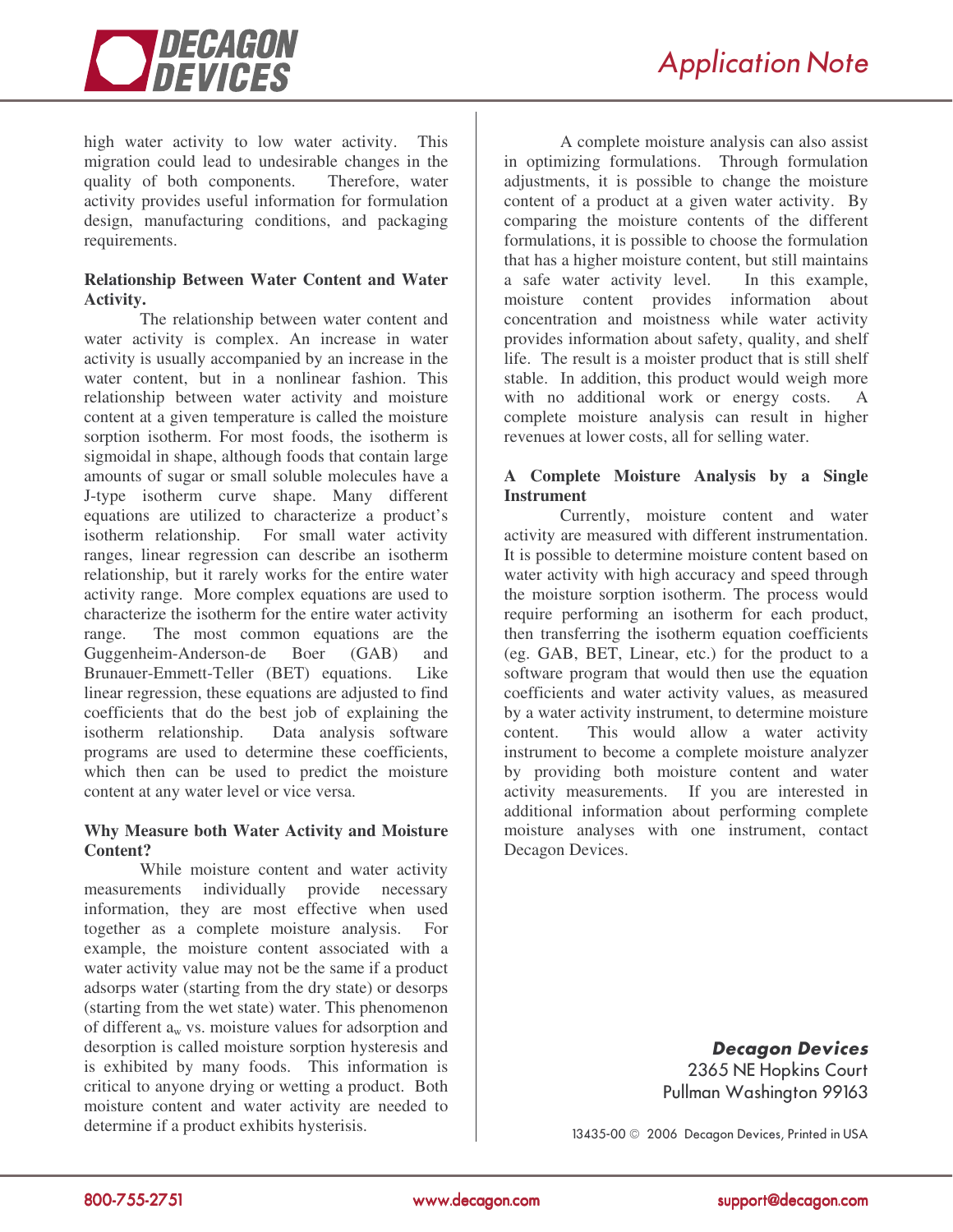high water activity to low water activity. This migration could lead to undesirable changes in the quality of both components. Therefore, water activity provides useful information for formulation design, manufacturing conditions, and packaging requirements.

**Relationship Between Water Content and Water Activity.**

The relationship between water content and water activity is complex. An increase in water activity is usually accompanied by an increase in the water content, but in a nonlinear fashion. This relationship between water activity and moisture content at a given temperature is called the moisture sorption isotherm. For most foods, the isotherm is sigmoidal in shape, although foods that contain large amounts of sugar or small soluble molecules have a J-type isotherm curve shape. Many different equations are utilized to characterize a product's isotherm relationship. For small water activity ranges, linear regression can describe an isotherm relationship, but it rarely works for the entire water activity range. More complex equations are used to characterize the isotherm for the entire water activity range. The most common equations are the Guggenheim-Anderson-de Boer (GAB) and Brunauer-Emmett-Teller (BET) equations. Like linear regression, these equations are adjusted to find coefficients that do the best job of explaining the isotherm relationship. Data analysis software programs are used to determine these coefficients, which then can be used to predict the moisture content at any water level or vice versa.

**Why Measure both Water Activity and Moisture Content?**

While moisture content and water activity measurements individually provide necessary information, they are most effective when used together as a complete moisture analysis. For example, the moisture content associated with a water activity value may not be the same if a product adsorps water (starting from the dry state) or desorps (starting from the wet state) water. This phenomenon of different $a_w$ vs. moisture values for adsorption and desorption is called moisture sorption hysteresis and is exhibited by many foods. This information is critical to anyone drying or wetting a product. Both moisture content and water activity are needed to determine if a product exhibits hysterisis.

A complete moisture analysis can also assist in optimizing formulations. Through formulation adjustments, it is possible to change the moisture content of a product at a given water activity. By comparing the moisture contents of the different formulations, it is possible to choose the formulation that has a higher moisture content, but still maintains a safe water activity level. In this example, moisture content provides information about concentration and moistness while water activity provides information about safety, quality, and shelf life. The result is a moister product that is still shelf stable. In addition, this product would weigh more with no additional work or energy costs. A complete moisture analysis can result in higher revenues at lower costs, all for selling water.

**A Complete Moisture Analysis by a Single Instrument**

Currently, moisture content and water activity are measured with different instrumentation. It is possible to determine moisture content based on water activity with high accuracy and speed through the moisture sorption isotherm. The process would require performing an isotherm for each product, then transferring the isotherm equation coefficients (eg. GAB, BET, Linear, etc.) for the product to a software program that would then use the equation coefficients and water activity values, as measured by a water activity instrument, to determine moisture content. This would allow a water activity instrument to become a complete moisture analyzer by providing both moisture content and water activity measurements. If you are interested in additional information about performing complete moisture analyses with one instrument, contact Decagon Devices.

***Decagon Devices***
2365 NE Hopkins Court
Pullman Washington 99163

13435-00 © 2006 Decagon Devices, Printed in USA